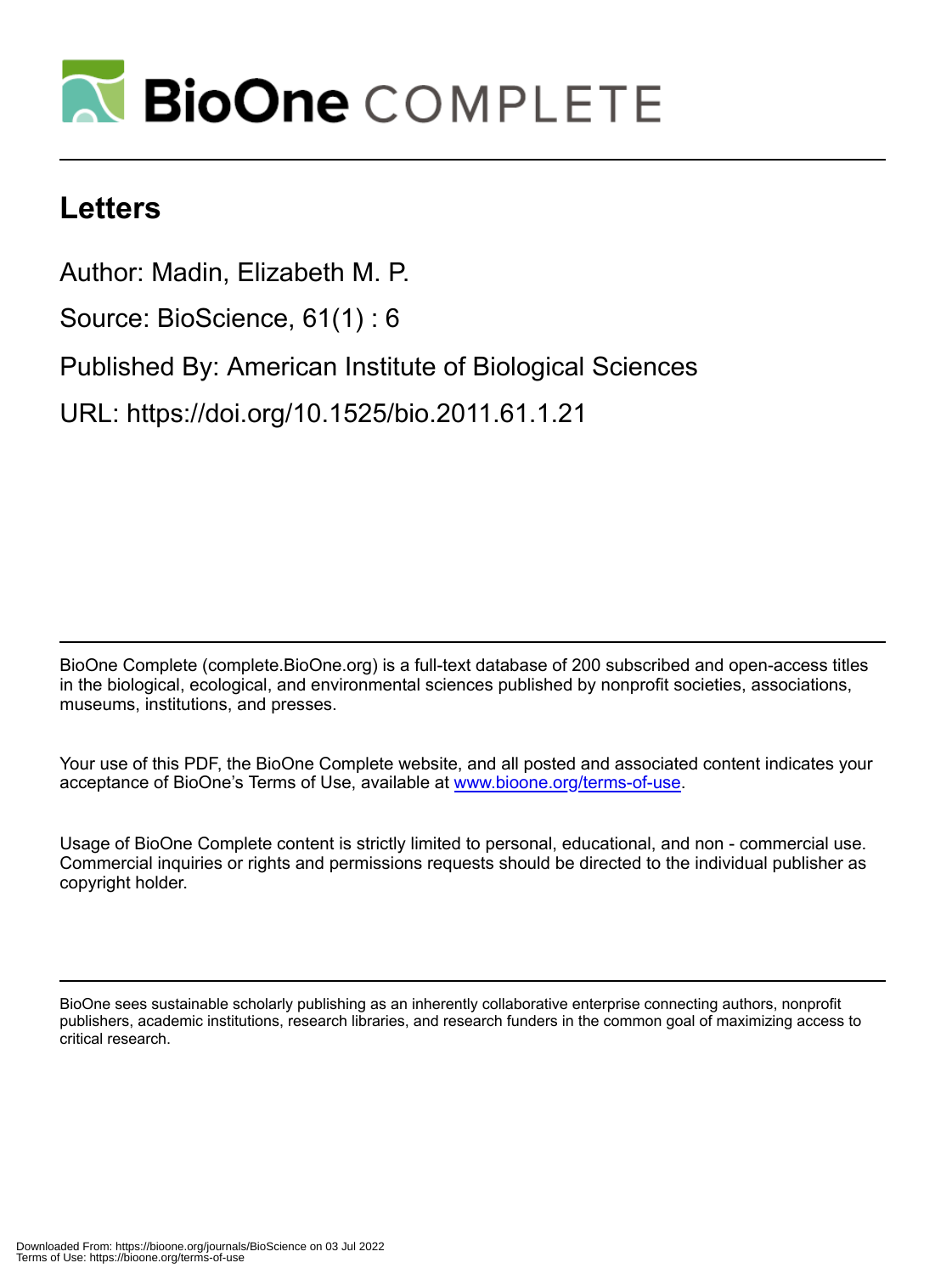# Letters

Author: Madin, Elizabeth M. P.

Source: BioScience, 61(1) : 6

Published By: American Institute of Biological Sciences

URL: https://doi.org/10.1525/bio.2011.61.1.21

BioOne Complete (complete.BioOne.org) is a full-text database of 200 subscribed and open-access titles in the biological, ecological, and environmental sciences published by nonprofit societies, associations, museums, institutions, and presses.

Your use of this PDF, the BioOne Complete website, and all posted and associated content indicates your acceptance of BioOne's Terms of Use, available at www.bioone.org/terms-of-use.

Usage of BioOne Complete content is strictly limited to personal, educational, and non - commercial use. Commercial inquiries or rights and permissions requests should be directed to the individual publisher as copyright holder.

BioOne sees sustainable scholarly publishing as an inherently collaborative enterprise connecting authors, nonprofit publishers, academic institutions, research libraries, and research funders in the common goal of maximizing access to critical research.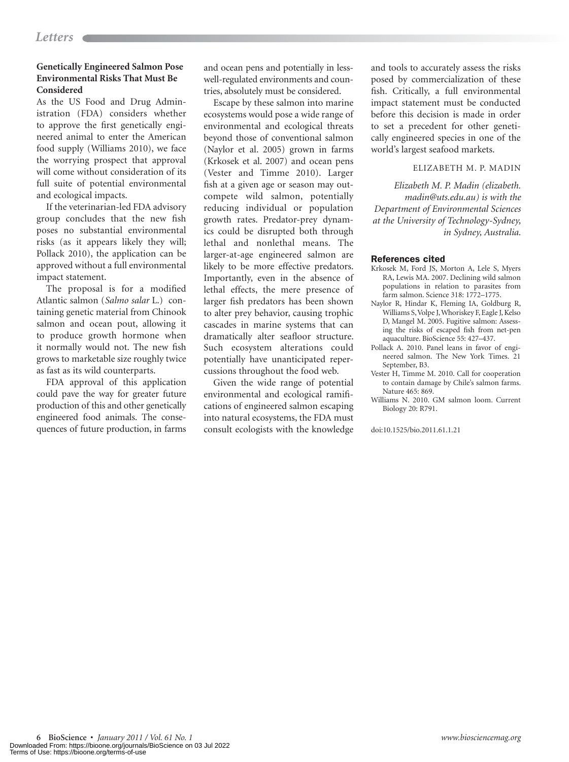### Genetically Engineered Salmon Pose Environmental Risks That Must Be Considered

As the US Food and Drug Administration (FDA) considers whether to approve the first genetically engineered animal to enter the American food supply (Williams 2010), we face the worrying prospect that approval will come without consideration of its full suite of potential environmental and ecological impacts.

If the veterinarian-led FDA advisory group concludes that the new fish poses no substantial environmental risks (as it appears likely they will; Pollack 2010), the application can be approved without a full environmental impact statement.

The proposal is for a modified Atlantic salmon (*Salmo salar* L.) containing genetic material from Chinook salmon and ocean pout, allowing it to produce growth hormone when it normally would not. The new fish grows to marketable size roughly twice as fast as its wild counterparts.

FDA approval of this application could pave the way for greater future production of this and other genetically engineered food animals. The consequences of future production, in farms and ocean pens and potentially in less-well-regulated environments and countries, absolutely must be considered.

Escape by these salmon into marine ecosystems would pose a wide range of environmental and ecological threats beyond those of conventional salmon (Naylor et al. 2005) grown in farms (Krkosek et al. 2007) and ocean pens (Vester and Timme 2010). Larger fish at a given age or season may outcompete wild salmon, potentially reducing individual or population growth rates. Predator-prey dynamics could be disrupted both through lethal and nonlethal means. The larger-at-age engineered salmon are likely to be more effective predators. Importantly, even in the absence of lethal effects, the mere presence of larger fish predators has been shown to alter prey behavior, causing trophic cascades in marine systems that can dramatically alter seafloor structure. Such ecosystem alterations could potentially have unanticipated repercussions throughout the food web.

Given the wide range of potential environmental and ecological ramifications of engineered salmon escaping into natural ecosystems, the FDA must consult ecologists with the knowledge and tools to accurately assess the risks posed by commercialization of these fish. Critically, a full environmental impact statement must be conducted before this decision is made in order to set a precedent for other genetically engineered species in one of the world's largest seafood markets.

ELIZABETH M. P. MADIN

*Elizabeth M. P. Madin (elizabeth.madin@uts.edu.au) is with the Department of Environmental Sciences at the University of Technology-Sydney, in Sydney, Australia.*

#### References cited

Krkosek M, Ford JS, Morton A, Lele S, Myers RA, Lewis MA. 2007. Declining wild salmon populations in relation to parasites from farm salmon. Science 318: 1772–1775.

Naylor R, Hindar K, Fleming IA, Goldburg R, Williams S, Volpe J, Whoriskey F, Eagle J, Kelso D, Mangel M. 2005. Fugitive salmon: Assessing the risks of escaped fish from net-pen aquaculture. BioScience 55: 427–437.

Pollack A. 2010. Panel leans in favor of engineered salmon. The New York Times. 21 September, B3.

Vester H, Timme M. 2010. Call for cooperation to contain damage by Chile's salmon farms. Nature 465: 869.

Williams N. 2010. GM salmon loom. Current Biology 20: R791.

doi:10.1525/bio.2011.61.1.21